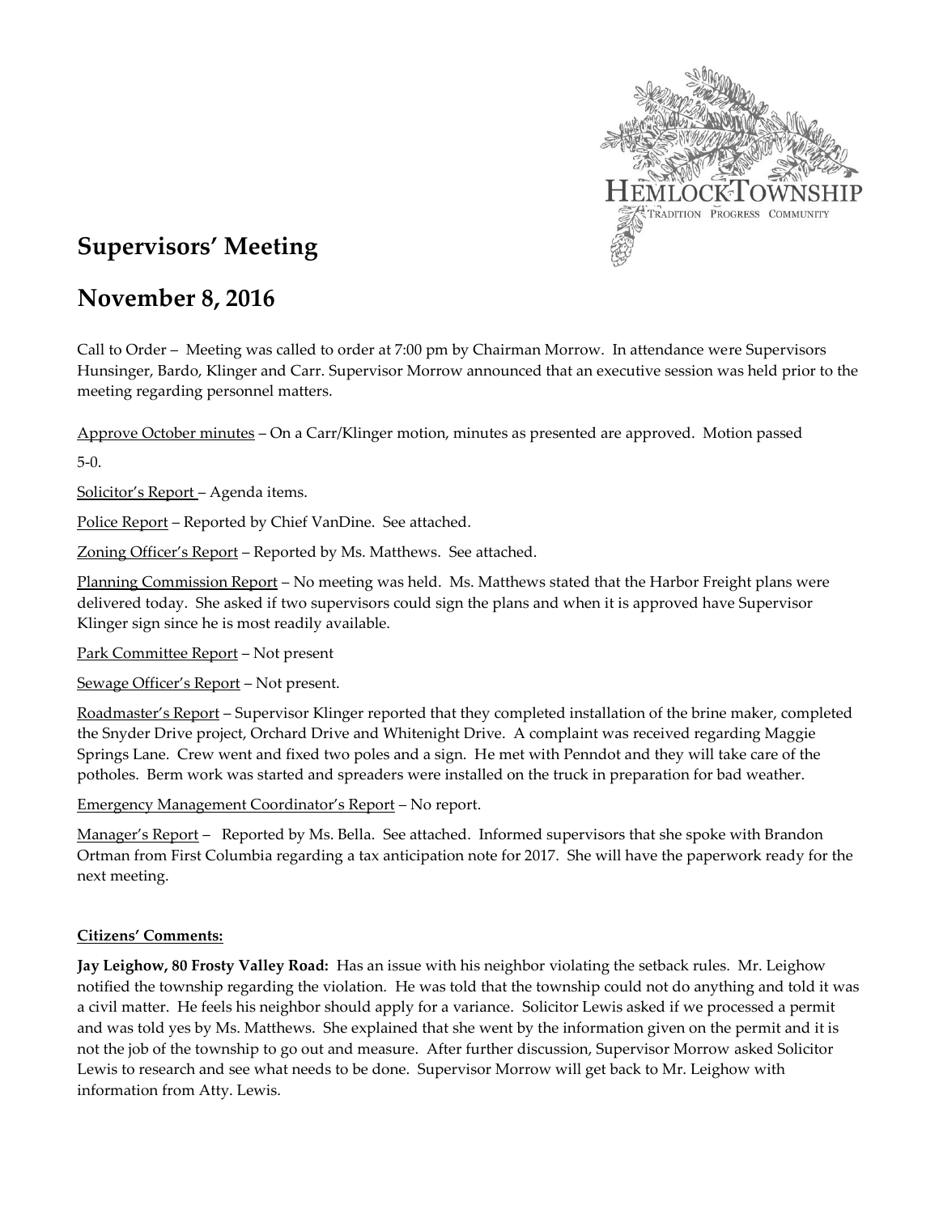HEMLOCK TOWNSHIP
TRADITION PROGRESS COMMUNITY

# Supervisors' Meeting

# November 8, 2016

Call to Order – Meeting was called to order at 7:00 pm by Chairman Morrow. In attendance were Supervisors Hunsinger, Bardo, Klinger and Carr. Supervisor Morrow announced that an executive session was held prior to the meeting regarding personnel matters.

Approve October minutes – On a Carr/Klinger motion, minutes as presented are approved. Motion passed 5-0.

Solicitor's Report – Agenda items.

Police Report – Reported by Chief VanDine. See attached.

Zoning Officer's Report – Reported by Ms. Matthews. See attached.

Planning Commission Report – No meeting was held. Ms. Matthews stated that the Harbor Freight plans were delivered today. She asked if two supervisors could sign the plans and when it is approved have Supervisor Klinger sign since he is most readily available.

Park Committee Report – Not present

Sewage Officer's Report – Not present.

Roadmaster's Report – Supervisor Klinger reported that they completed installation of the brine maker, completed the Snyder Drive project, Orchard Drive and Whitenight Drive. A complaint was received regarding Maggie Springs Lane. Crew went and fixed two poles and a sign. He met with Penndot and they will take care of the potholes. Berm work was started and spreaders were installed on the truck in preparation for bad weather.

Emergency Management Coordinator's Report – No report.

Manager's Report – Reported by Ms. Bella. See attached. Informed supervisors that she spoke with Brandon Ortman from First Columbia regarding a tax anticipation note for 2017. She will have the paperwork ready for the next meeting.

**Citizens' Comments:**

**Jay Leighow, 80 Frosty Valley Road:** Has an issue with his neighbor violating the setback rules. Mr. Leighow notified the township regarding the violation. He was told that the township could not do anything and told it was a civil matter. He feels his neighbor should apply for a variance. Solicitor Lewis asked if we processed a permit and was told yes by Ms. Matthews. She explained that she went by the information given on the permit and it is not the job of the township to go out and measure. After further discussion, Supervisor Morrow asked Solicitor Lewis to research and see what needs to be done. Supervisor Morrow will get back to Mr. Leighow with information from Atty. Lewis.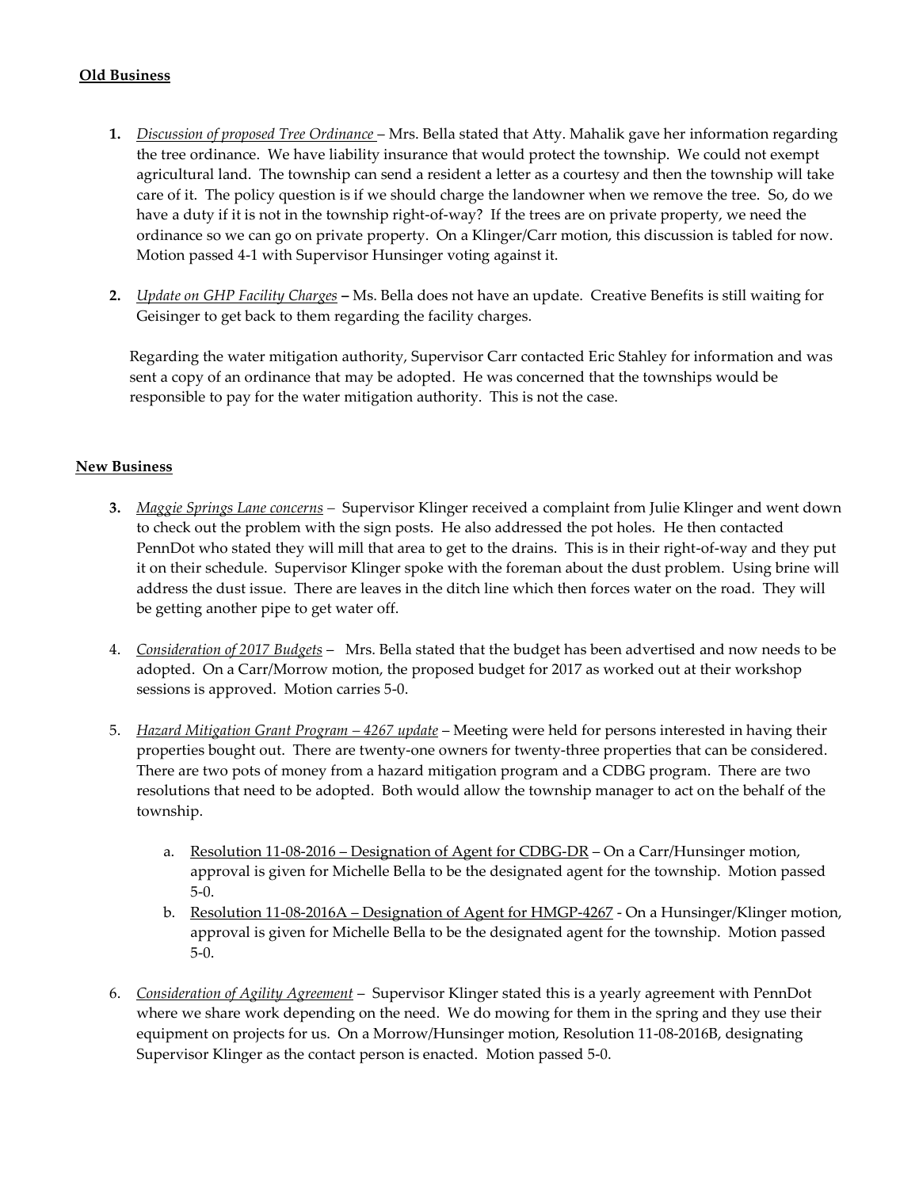**Old Business**

1. *Discussion of proposed Tree Ordinance* – Mrs. Bella stated that Atty. Mahalik gave her information regarding the tree ordinance. We have liability insurance that would protect the township. We could not exempt agricultural land. The township can send a resident a letter as a courtesy and then the township will take care of it. The policy question is if we should charge the landowner when we remove the tree. So, do we have a duty if it is not in the township right-of-way? If the trees are on private property, we need the ordinance so we can go on private property. On a Klinger/Carr motion, this discussion is tabled for now. Motion passed 4-1 with Supervisor Hunsinger voting against it.

2. *Update on GHP Facility Charges* **–** Ms. Bella does not have an update. Creative Benefits is still waiting for Geisinger to get back to them regarding the facility charges.

   Regarding the water mitigation authority, Supervisor Carr contacted Eric Stahley for information and was sent a copy of an ordinance that may be adopted. He was concerned that the townships would be responsible to pay for the water mitigation authority. This is not the case.

**New Business**

3. *Maggie Springs Lane concerns* – Supervisor Klinger received a complaint from Julie Klinger and went down to check out the problem with the sign posts. He also addressed the pot holes. He then contacted PennDot who stated they will mill that area to get to the drains. This is in their right-of-way and they put it on their schedule. Supervisor Klinger spoke with the foreman about the dust problem. Using brine will address the dust issue. There are leaves in the ditch line which then forces water on the road. They will be getting another pipe to get water off.

4. *Consideration of 2017 Budgets* – Mrs. Bella stated that the budget has been advertised and now needs to be adopted. On a Carr/Morrow motion, the proposed budget for 2017 as worked out at their workshop sessions is approved. Motion carries 5-0.

5. *Hazard Mitigation Grant Program – 4267 update* – Meeting were held for persons interested in having their properties bought out. There are twenty-one owners for twenty-three properties that can be considered. There are two pots of money from a hazard mitigation program and a CDBG program. There are two resolutions that need to be adopted. Both would allow the township manager to act on the behalf of the township.

   a. Resolution 11-08-2016 – Designation of Agent for CDBG-DR – On a Carr/Hunsinger motion, approval is given for Michelle Bella to be the designated agent for the township. Motion passed 5-0.
   b. Resolution 11-08-2016A – Designation of Agent for HMGP-4267 - On a Hunsinger/Klinger motion, approval is given for Michelle Bella to be the designated agent for the township. Motion passed 5-0.

6. *Consideration of Agility Agreement* – Supervisor Klinger stated this is a yearly agreement with PennDot where we share work depending on the need. We do mowing for them in the spring and they use their equipment on projects for us. On a Morrow/Hunsinger motion, Resolution 11-08-2016B, designating Supervisor Klinger as the contact person is enacted. Motion passed 5-0.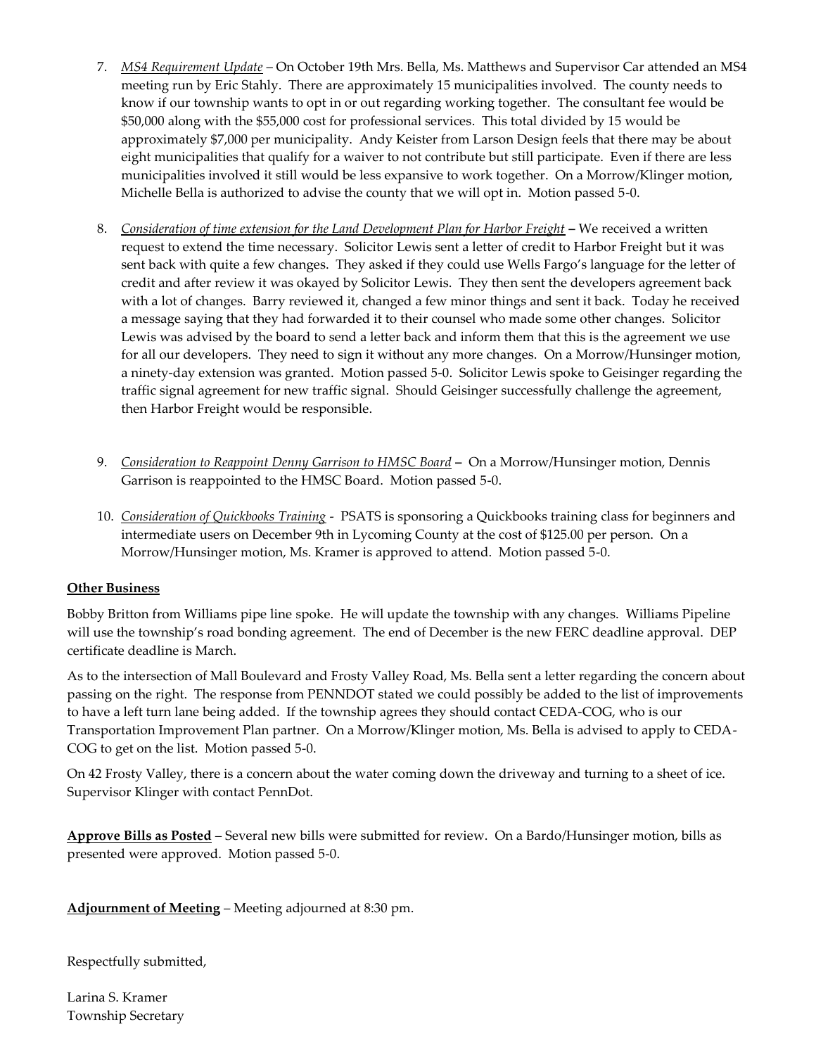7. *MS4 Requirement Update* – On October 19th Mrs. Bella, Ms. Matthews and Supervisor Car attended an MS4 meeting run by Eric Stahly. There are approximately 15 municipalities involved. The county needs to know if our township wants to opt in or out regarding working together. The consultant fee would be $50,000 along with the $55,000 cost for professional services. This total divided by 15 would be approximately $7,000 per municipality. Andy Keister from Larson Design feels that there may be about eight municipalities that qualify for a waiver to not contribute but still participate. Even if there are less municipalities involved it still would be less expansive to work together. On a Morrow/Klinger motion, Michelle Bella is authorized to advise the county that we will opt in. Motion passed 5-0.

8. *Consideration of time extension for the Land Development Plan for Harbor Freight* – We received a written request to extend the time necessary. Solicitor Lewis sent a letter of credit to Harbor Freight but it was sent back with quite a few changes. They asked if they could use Wells Fargo's language for the letter of credit and after review it was okayed by Solicitor Lewis. They then sent the developers agreement back with a lot of changes. Barry reviewed it, changed a few minor things and sent it back. Today he received a message saying that they had forwarded it to their counsel who made some other changes. Solicitor Lewis was advised by the board to send a letter back and inform them that this is the agreement we use for all our developers. They need to sign it without any more changes. On a Morrow/Hunsinger motion, a ninety-day extension was granted. Motion passed 5-0. Solicitor Lewis spoke to Geisinger regarding the traffic signal agreement for new traffic signal. Should Geisinger successfully challenge the agreement, then Harbor Freight would be responsible.

9. *Consideration to Reappoint Denny Garrison to HMSC Board* – On a Morrow/Hunsinger motion, Dennis Garrison is reappointed to the HMSC Board. Motion passed 5-0.

10. *Consideration of Quickbooks Training* - PSATS is sponsoring a Quickbooks training class for beginners and intermediate users on December 9th in Lycoming County at the cost of $125.00 per person. On a Morrow/Hunsinger motion, Ms. Kramer is approved to attend. Motion passed 5-0.

**Other Business**

Bobby Britton from Williams pipe line spoke. He will update the township with any changes. Williams Pipeline will use the township's road bonding agreement. The end of December is the new FERC deadline approval. DEP certificate deadline is March.

As to the intersection of Mall Boulevard and Frosty Valley Road, Ms. Bella sent a letter regarding the concern about passing on the right. The response from PENNDOT stated we could possibly be added to the list of improvements to have a left turn lane being added. If the township agrees they should contact CEDA-COG, who is our Transportation Improvement Plan partner. On a Morrow/Klinger motion, Ms. Bella is advised to apply to CEDA-COG to get on the list. Motion passed 5-0.

On 42 Frosty Valley, there is a concern about the water coming down the driveway and turning to a sheet of ice. Supervisor Klinger with contact PennDot.

**Approve Bills as Posted** – Several new bills were submitted for review. On a Bardo/Hunsinger motion, bills as presented were approved. Motion passed 5-0.

**Adjournment of Meeting** – Meeting adjourned at 8:30 pm.

Respectfully submitted,

Larina S. Kramer
Township Secretary